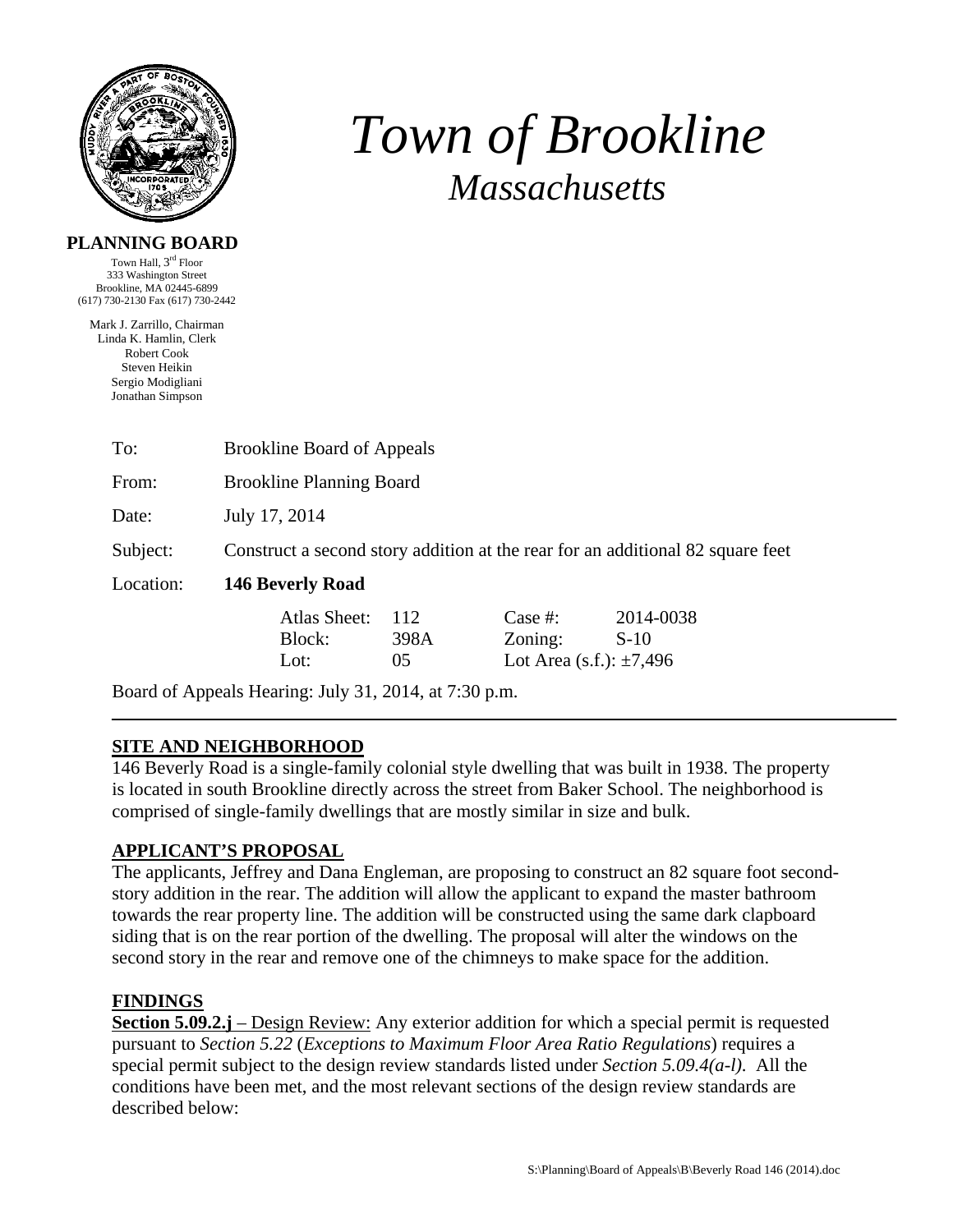# Town of Brookline
## Massachusetts

**PLANNING BOARD**

Town Hall, 3rd Floor
333 Washington Street
Brookline, MA 02445-6899
(617) 730-2130 Fax (617) 730-2442

Mark J. Zarrillo, Chairman
Linda K. Hamlin, Clerk
Robert Cook
Steven Heikin
Sergio Modigliani
Jonathan Simpson

To: Brookline Board of Appeals

From: Brookline Planning Board

Date: July 17, 2014

Subject: Construct a second story addition at the rear for an additional 82 square feet

Location: **146 Beverly Road**

| | | | |
|---|---|---|---|
| Atlas Sheet: | 112 | Case #: | 2014-0038 |
| Block: | 398A | Zoning: | S-10 |
| Lot: | 05 | Lot Area (s.f.): ±7,496 | |

Board of Appeals Hearing: July 31, 2014, at 7:30 p.m.

---

## SITE AND NEIGHBORHOOD

146 Beverly Road is a single-family colonial style dwelling that was built in 1938. The property is located in south Brookline directly across the street from Baker School. The neighborhood is comprised of single-family dwellings that are mostly similar in size and bulk.

## APPLICANT'S PROPOSAL

The applicants, Jeffrey and Dana Engleman, are proposing to construct an 82 square foot second-story addition in the rear. The addition will allow the applicant to expand the master bathroom towards the rear property line. The addition will be constructed using the same dark clapboard siding that is on the rear portion of the dwelling. The proposal will alter the windows on the second story in the rear and remove one of the chimneys to make space for the addition.

## FINDINGS

**Section 5.09.2.j** – Design Review: Any exterior addition for which a special permit is requested pursuant to *Section 5.22* (*Exceptions to Maximum Floor Area Ratio Regulations*) requires a special permit subject to the design review standards listed under *Section 5.09.4(a-l)*. All the conditions have been met, and the most relevant sections of the design review standards are described below: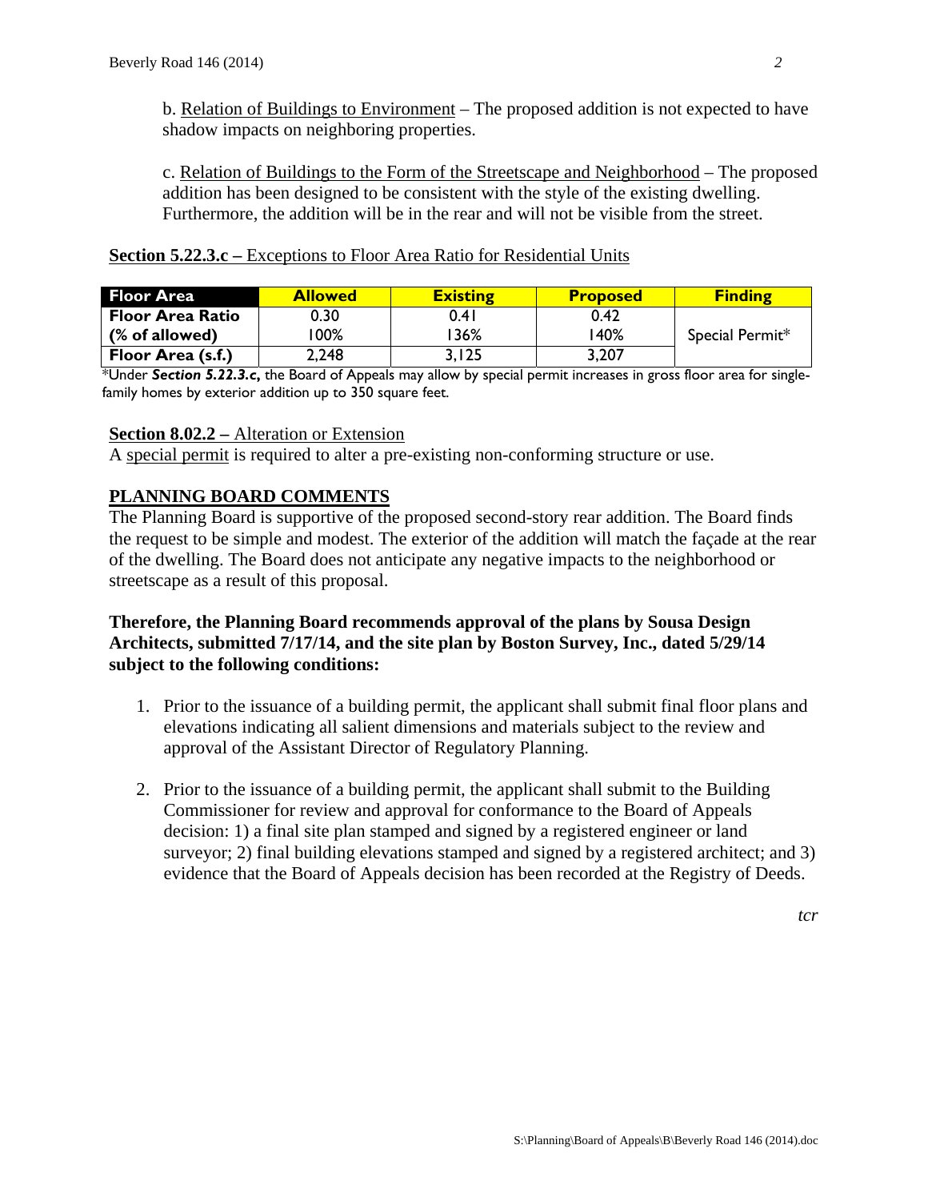b. <u>Relation of Buildings to Environment</u> – The proposed addition is not expected to have shadow impacts on neighboring properties.

c. <u>Relation of Buildings to the Form of the Streetscape and Neighborhood</u> – The proposed addition has been designed to be consistent with the style of the existing dwelling. Furthermore, the addition will be in the rear and will not be visible from the street.

**Section 5.22.3.c –** Exceptions to Floor Area Ratio for Residential Units

| Floor Area | Allowed | Existing | Proposed | Finding |
|---|---|---|---|---|
| **Floor Area Ratio** | 0.30 | 0.41 | 0.42 | Special Permit* |
| **(% of allowed)** | 100% | 136% | 140% | |
| **Floor Area (s.f.)** | 2,248 | 3,125 | 3,207 | |

*Under ***Section 5.22.3.c***, the Board of Appeals may allow by special permit increases in gross floor area for single-family homes by exterior addition up to 350 square feet.

**Section 8.02.2 –** Alteration or Extension

A <u>special permit</u> is required to alter a pre-existing non-conforming structure or use.

## PLANNING BOARD COMMENTS

The Planning Board is supportive of the proposed second-story rear addition. The Board finds the request to be simple and modest. The exterior of the addition will match the façade at the rear of the dwelling. The Board does not anticipate any negative impacts to the neighborhood or streetscape as a result of this proposal.

**Therefore, the Planning Board recommends approval of the plans by Sousa Design Architects, submitted 7/17/14, and the site plan by Boston Survey, Inc., dated 5/29/14 subject to the following conditions:**

1. Prior to the issuance of a building permit, the applicant shall submit final floor plans and elevations indicating all salient dimensions and materials subject to the review and approval of the Assistant Director of Regulatory Planning.

2. Prior to the issuance of a building permit, the applicant shall submit to the Building Commissioner for review and approval for conformance to the Board of Appeals decision: 1) a final site plan stamped and signed by a registered engineer or land surveyor; 2) final building elevations stamped and signed by a registered architect; and 3) evidence that the Board of Appeals decision has been recorded at the Registry of Deeds.

*tcr*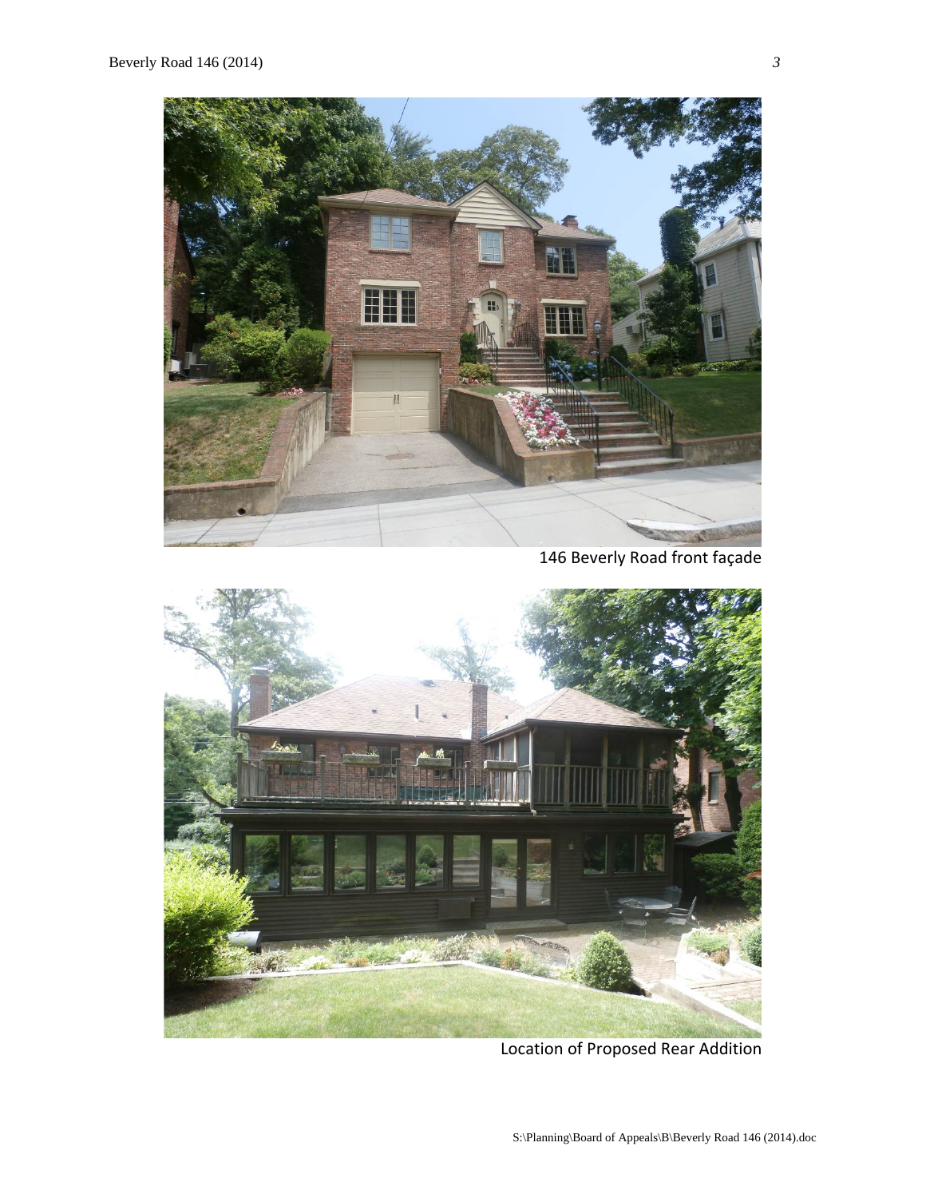146 Beverly Road front façade

Location of Proposed Rear Addition